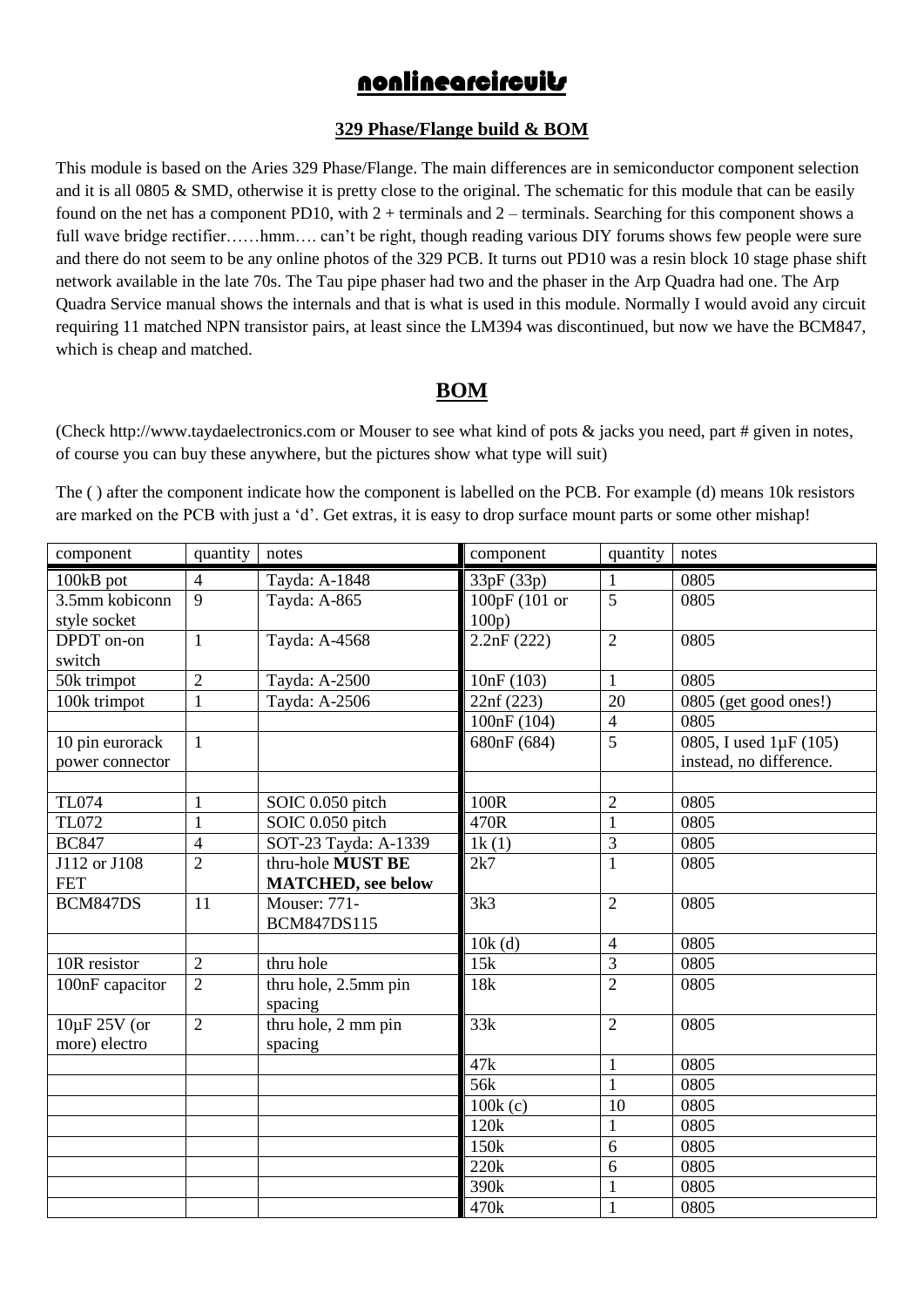# nonlinearcircuits

## 329 Phase/Flange build & BOM

This module is based on the Aries 329 Phase/Flange. The main differences are in semiconductor component selection and it is all 0805 & SMD, otherwise it is pretty close to the original. The schematic for this module that can be easily found on the net has a component PD10, with 2 + terminals and 2 – terminals. Searching for this component shows a full wave bridge rectifier……hmm…. can't be right, though reading various DIY forums shows few people were sure and there do not seem to be any online photos of the 329 PCB. It turns out PD10 was a resin block 10 stage phase shift network available in the late 70s. The Tau pipe phaser had two and the phaser in the Arp Quadra had one. The Arp Quadra Service manual shows the internals and that is what is used in this module. Normally I would avoid any circuit requiring 11 matched NPN transistor pairs, at least since the LM394 was discontinued, but now we have the BCM847, which is cheap and matched.

## BOM

(Check http://www.taydaelectronics.com or Mouser to see what kind of pots & jacks you need, part # given in notes, of course you can buy these anywhere, but the pictures show what type will suit)

The ( ) after the component indicate how the component is labelled on the PCB. For example (d) means 10k resistors are marked on the PCB with just a 'd'. Get extras, it is easy to drop surface mount parts or some other mishap!

| component | quantity | notes | component | quantity | notes |
|---|---|---|---|---|---|
| 100kB pot | 4 | Tayda: A-1848 | 33pF (33p) | 1 | 0805 |
| 3.5mm kobiconn style socket | 9 | Tayda: A-865 | 100pF (101 or 100p) | 5 | 0805 |
| DPDT on-on switch | 1 | Tayda: A-4568 | 2.2nF (222) | 2 | 0805 |
| 50k trimpot | 2 | Tayda: A-2500 | 10nF (103) | 1 | 0805 |
| 100k trimpot | 1 | Tayda: A-2506 | 22nf (223) | 20 | 0805 (get good ones!) |
| | | | 100nF (104) | 4 | 0805 |
| 10 pin eurorack power connector | 1 | | 680nF (684) | 5 | 0805, I used 1µF (105) instead, no difference. |
| | | | | | |
| TL074 | 1 | SOIC 0.050 pitch | 100R | 2 | 0805 |
| TL072 | 1 | SOIC 0.050 pitch | 470R | 1 | 0805 |
| BC847 | 4 | SOT-23 Tayda: A-1339 | 1k (1) | 3 | 0805 |
| J112 or J108 FET | 2 | thru-hole **MUST BE MATCHED, see below** | 2k7 | 1 | 0805 |
| BCM847DS | 11 | Mouser: 771-BCM847DS115 | 3k3 | 2 | 0805 |
| | | | 10k (d) | 4 | 0805 |
| 10R resistor | 2 | thru hole | 15k | 3 | 0805 |
| 100nF capacitor | 2 | thru hole, 2.5mm pin spacing | 18k | 2 | 0805 |
| 10µF 25V (or more) electro | 2 | thru hole, 2 mm pin spacing | 33k | 2 | 0805 |
| | | | 47k | 1 | 0805 |
| | | | 56k | 1 | 0805 |
| | | | 100k (c) | 10 | 0805 |
| | | | 120k | 1 | 0805 |
| | | | 150k | 6 | 0805 |
| | | | 220k | 6 | 0805 |
| | | | 390k | 1 | 0805 |
| | | | 470k | 1 | 0805 |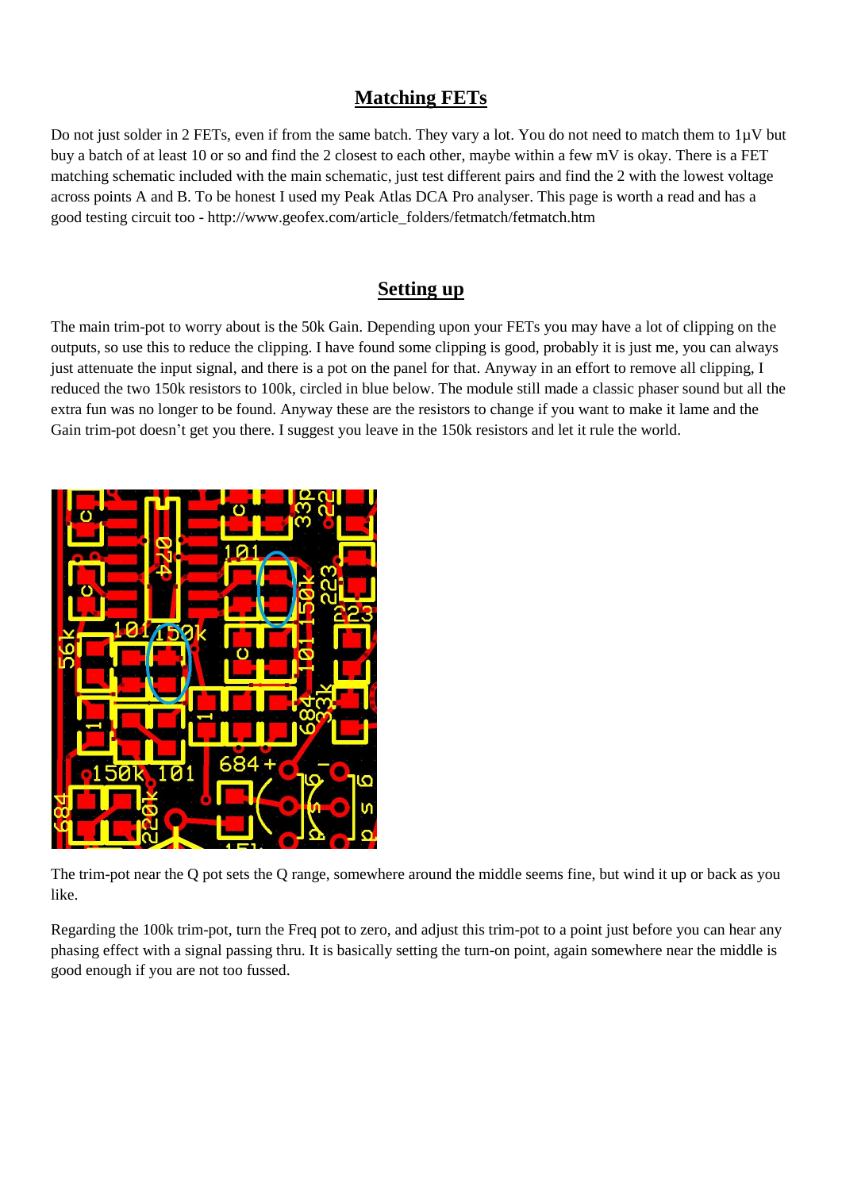## Matching FETs

Do not just solder in 2 FETs, even if from the same batch. They vary a lot. You do not need to match them to 1µV but buy a batch of at least 10 or so and find the 2 closest to each other, maybe within a few mV is okay. There is a FET matching schematic included with the main schematic, just test different pairs and find the 2 with the lowest voltage across points A and B. To be honest I used my Peak Atlas DCA Pro analyser. This page is worth a read and has a good testing circuit too - http://www.geofex.com/article_folders/fetmatch/fetmatch.htm

## Setting up

The main trim-pot to worry about is the 50k Gain. Depending upon your FETs you may have a lot of clipping on the outputs, so use this to reduce the clipping. I have found some clipping is good, probably it is just me, you can always just attenuate the input signal, and there is a pot on the panel for that. Anyway in an effort to remove all clipping, I reduced the two 150k resistors to 100k, circled in blue below. The module still made a classic phaser sound but all the extra fun was no longer to be found. Anyway these are the resistors to change if you want to make it lame and the Gain trim-pot doesn't get you there. I suggest you leave in the 150k resistors and let it rule the world.

The trim-pot near the Q pot sets the Q range, somewhere around the middle seems fine, but wind it up or back as you like.

Regarding the 100k trim-pot, turn the Freq pot to zero, and adjust this trim-pot to a point just before you can hear any phasing effect with a signal passing thru. It is basically setting the turn-on point, again somewhere near the middle is good enough if you are not too fussed.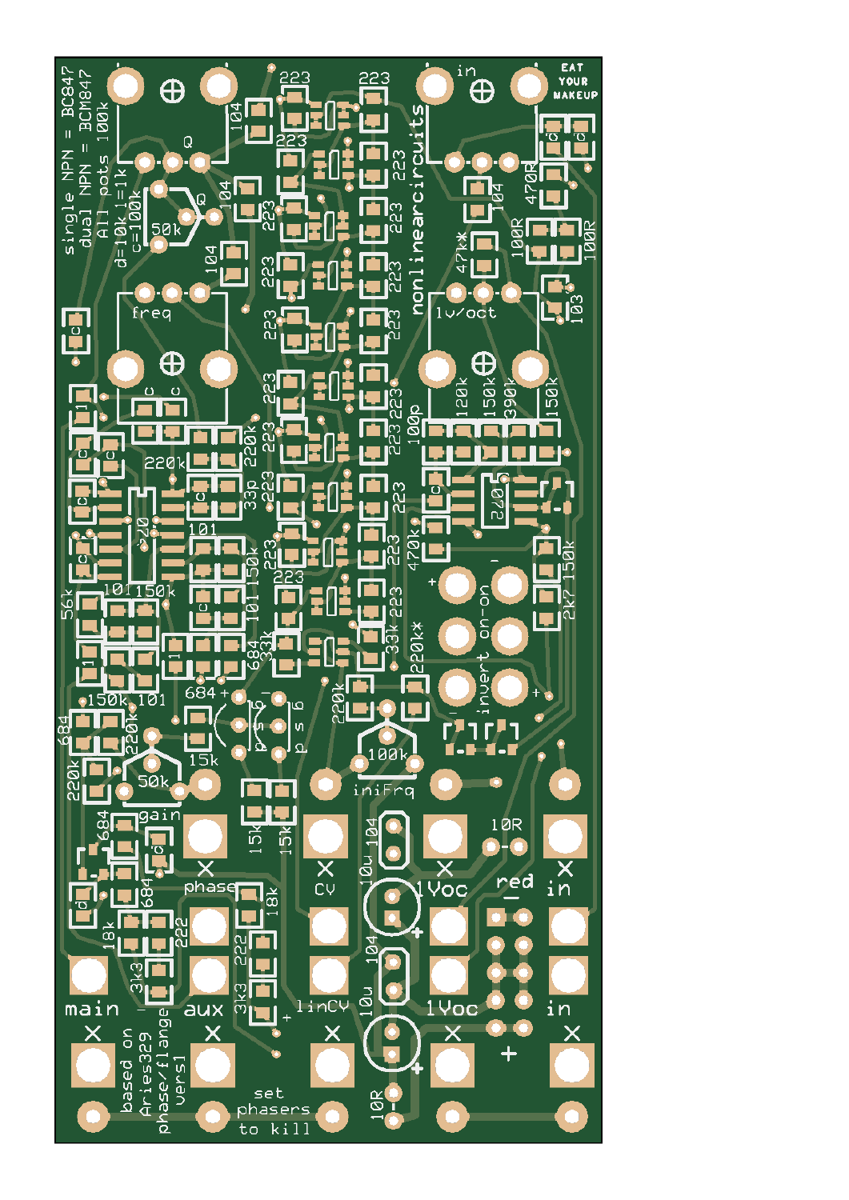single NPN = BC847
dual NPN = BCM847
All pots 100k
d=10k l=1k
c=100k

nonlinearcircuits

EAT YOUR MAKEUP

Q

50k

freq

in

1v/oct

invert on-on

100k

iniFrq

50k

gain

phase

CV

1Voc

red

in

main

aux

linCV

1Voc

in

based on Aries329 phase/flange vers1

set phasers to kill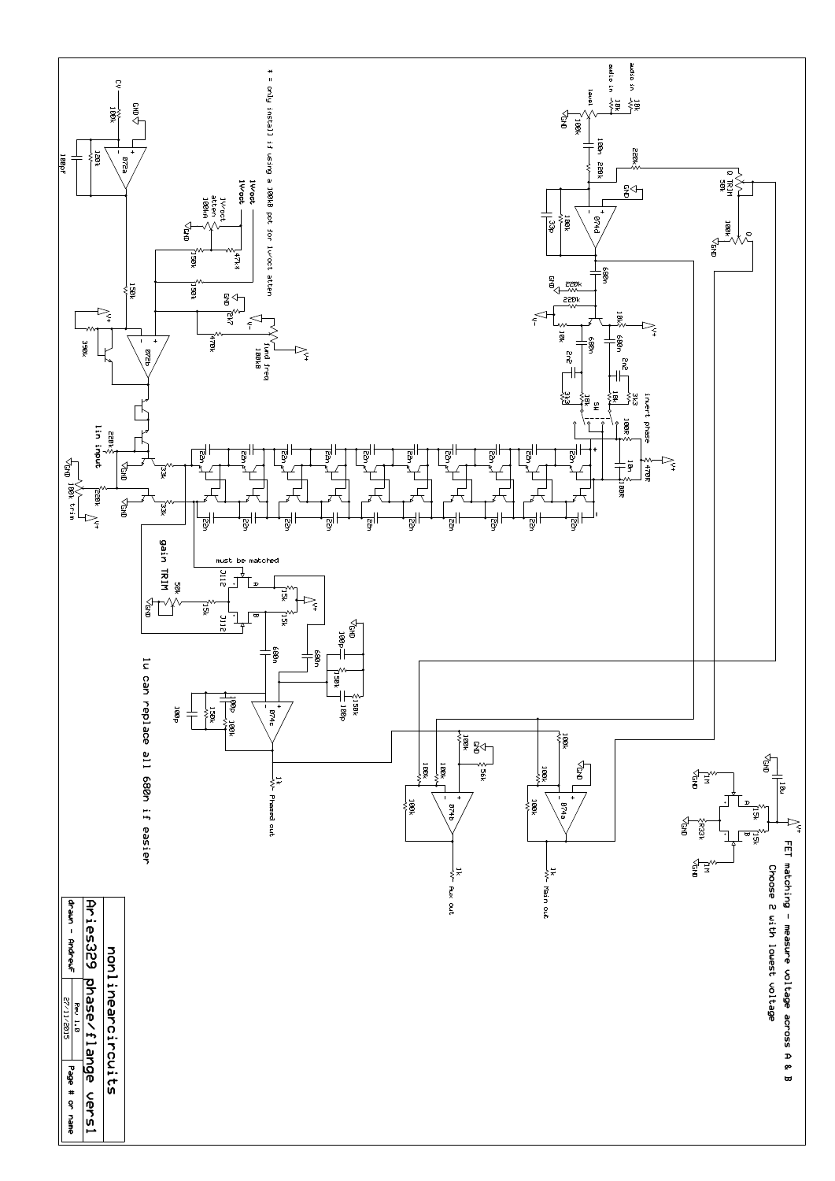\# = only install if using a 100kB pot for 1v/oct atten

1V/oct

1V/oct

1V/oct atten 100kA

CV

fund freq 100kB

lin input

100k trim

gain TRIM

must be matched

J112

J112

audio in

audio in

level

invert phase

SW

0 TRIM 50k

Phased out

Aux out

Main out

072a

072b

074a

074b

074c

074d

FET matching - measure voltage across A & B
Choose 2 with lowest voltage

1u can replace all 680n if easier

nonlinearcircuits

Aries329 phase/flange vers1

Rev 1.0

drawn - AndrewF

27/11/2015

Page # or name